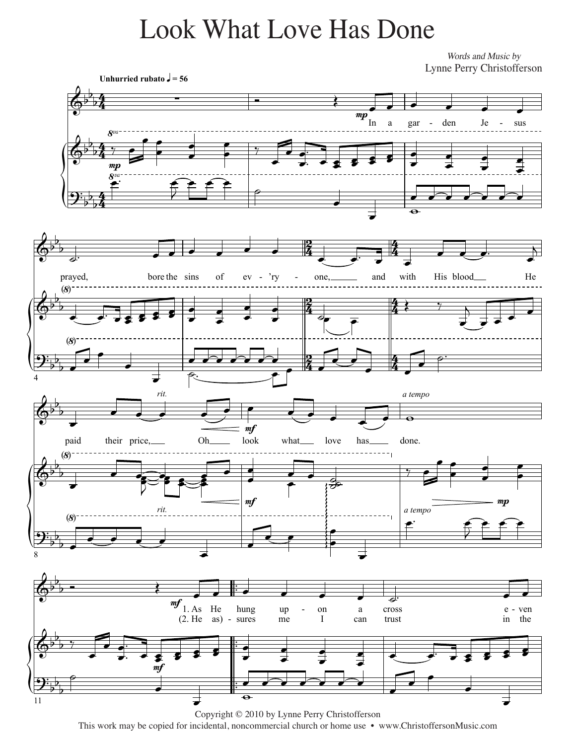# Look What Love Has Done

*Words and Music by*
Lynne Perry Christofferson

**Unhurried rubato** ♩ = 56

In a garden Jesus prayed, bore the sins of ev-'ry-one, and with His blood He paid their price, Oh look what love has done.

1. As He hung upon a cross even
(2. He as)-sures me I can trust in the

Copyright © 2010 by Lynne Perry Christofferson
This work may be copied for incidental, noncommercial church or home use • www.ChristoffersonMusic.com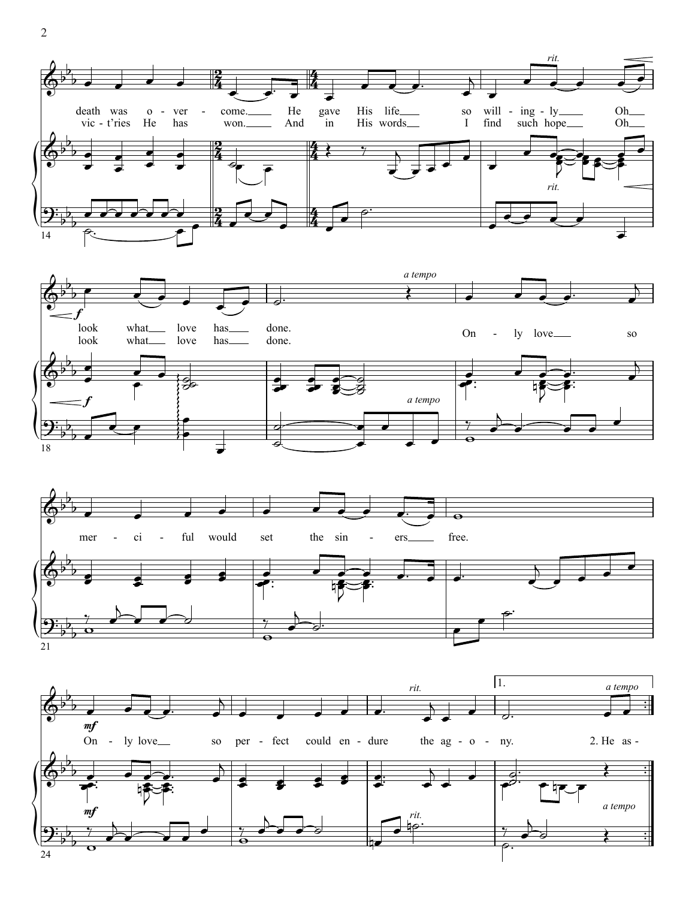death was o - ver - come. He gave His life so will - ing - ly Oh
vic - t'ries He has won. And in His words I find such hope Oh

look what love has done.
look what love has done.

On - ly love so mer - ci - ful would set the sin - ers free.

On - ly love so per - fect could en - dure the ag - o - ny.

2. He as -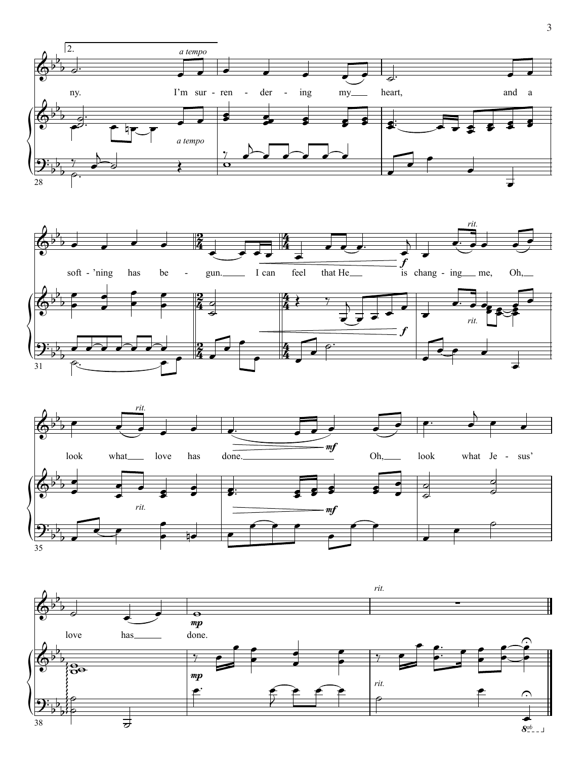2.

*a tempo*

ny. I'm sur - ren - der - ing my heart, and a

soft - 'ning has be - gun. I can feel that He is chang - ing me, Oh,

*rit.*

look what love has done. Oh, look what Je - sus'

love has done.

*rit.*

**f** **mf** **mp**

8vb